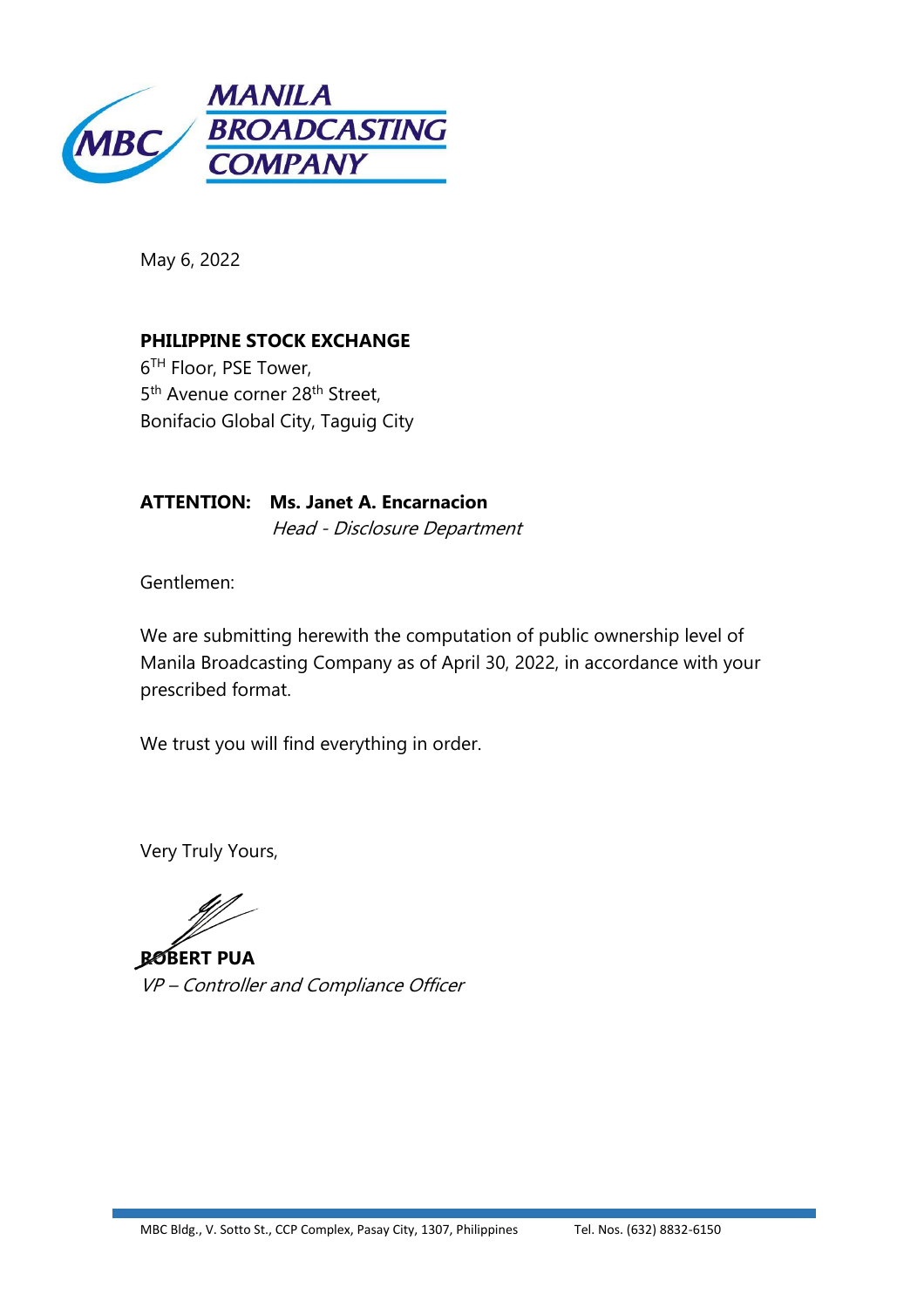**MANILA BROADCASTING COMPANY**

May 6, 2022

**PHILIPPINE STOCK EXCHANGE**
6TH Floor, PSE Tower,
5th Avenue corner 28th Street,
Bonifacio Global City, Taguig City

**ATTENTION: Ms. Janet A. Encarnacion**
*Head - Disclosure Department*

Gentlemen:

We are submitting herewith the computation of public ownership level of Manila Broadcasting Company as of April 30, 2022, in accordance with your prescribed format.

We trust you will find everything in order.

Very Truly Yours,

**ROBERT PUA**
*VP – Controller and Compliance Officer*

MBC Bldg., V. Sotto St., CCP Complex, Pasay City, 1307, Philippines Tel. Nos. (632) 8832-6150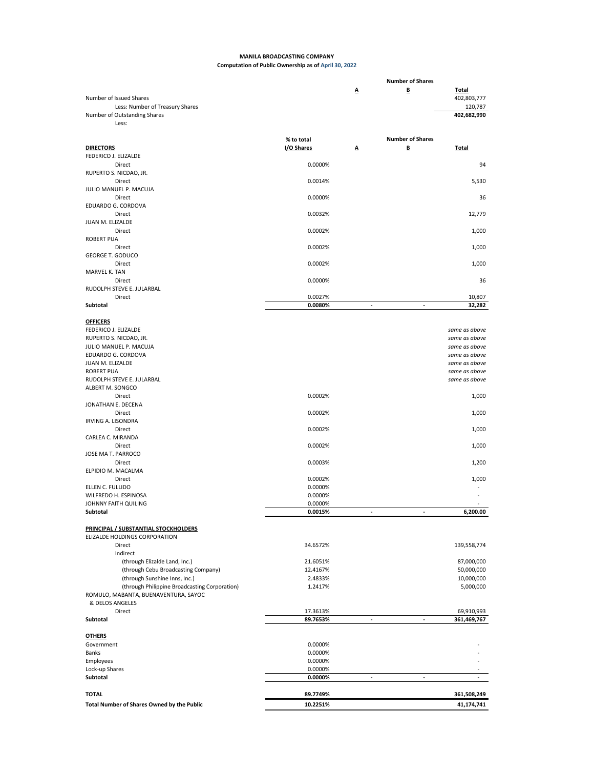**MANILA BROADCASTING COMPANY**

**Computation of Public Ownership as of April 30, 2022**

| | | Number of Shares | | |
|---|---|---|---|---|
| | | A | B | Total |
| Number of Issued Shares | | | | 402,803,777 |
| Less: Number of Treasury Shares | | | | 120,787 |
| Number of Outstanding Shares | | | | 402,682,990 |
| Less: | | | | |

| | % to total I/O Shares | Number of Shares A | B | Total |
|---|---|---|---|---|
| **DIRECTORS** | | | | |
| FEDERICO J. ELIZALDE | | | | |
| Direct | 0.0000% | | | 94 |
| RUPERTO S. NICDAO, JR. | | | | |
| Direct | 0.0014% | | | 5,530 |
| JULIO MANUEL P. MACUJA | | | | |
| Direct | 0.0000% | | | 36 |
| EDUARDO G. CORDOVA | | | | |
| Direct | 0.0032% | | | 12,779 |
| JUAN M. ELIZALDE | | | | |
| Direct | 0.0002% | | | 1,000 |
| ROBERT PUA | | | | |
| Direct | 0.0002% | | | 1,000 |
| GEORGE T. GODUCO | | | | |
| Direct | 0.0002% | | | 1,000 |
| MARVEL K. TAN | | | | |
| Direct | 0.0000% | | | 36 |
| RUDOLPH STEVE E. JULARBAL | | | | |
| Direct | 0.0027% | | | 10,807 |
| **Subtotal** | **0.0080%** | **-** | **-** | **32,282** |
| **OFFICERS** | | | | |
| FEDERICO J. ELIZALDE | | | | *same as above* |
| RUPERTO S. NICDAO, JR. | | | | *same as above* |
| JULIO MANUEL P. MACUJA | | | | *same as above* |
| EDUARDO G. CORDOVA | | | | *same as above* |
| JUAN M. ELIZALDE | | | | *same as above* |
| ROBERT PUA | | | | *same as above* |
| RUDOLPH STEVE E. JULARBAL | | | | *same as above* |
| ALBERT M. SONGCO | | | | |
| Direct | 0.0002% | | | 1,000 |
| JONATHAN E. DECENA | | | | |
| Direct | 0.0002% | | | 1,000 |
| IRVING A. LISONDRA | | | | |
| Direct | 0.0002% | | | 1,000 |
| CARLEA C. MIRANDA | | | | |
| Direct | 0.0002% | | | 1,000 |
| JOSE MA T. PARROCO | | | | |
| Direct | 0.0003% | | | 1,200 |
| ELPIDIO M. MACALMA | | | | |
| Direct | 0.0002% | | | 1,000 |
| ELLEN C. FULLIDO | 0.0000% | | | - |
| WILFREDO H. ESPINOSA | 0.0000% | | | - |
| JOHNNY FAITH QUILING | 0.0000% | | | - |
| **Subtotal** | **0.0015%** | **-** | **-** | **6,200.00** |
| **PRINCIPAL / SUBSTANTIAL STOCKHOLDERS** | | | | |
| ELIZALDE HOLDINGS CORPORATION | | | | |
| Direct | 34.6572% | | | 139,558,774 |
| Indirect | | | | |
| (through Elizalde Land, Inc.) | 21.6051% | | | 87,000,000 |
| (through Cebu Broadcasting Company) | 12.4167% | | | 50,000,000 |
| (through Sunshine Inns, Inc.) | 2.4833% | | | 10,000,000 |
| (through Philippine Broadcasting Corporation) | 1.2417% | | | 5,000,000 |
| ROMULO, MABANTA, BUENAVENTURA, SAYOC & DELOS ANGELES | | | | |
| Direct | 17.3613% | | | 69,910,993 |
| **Subtotal** | **89.7653%** | **-** | **-** | **361,469,767** |
| **OTHERS** | | | | |
| Government | 0.0000% | | | - |
| Banks | 0.0000% | | | - |
| Employees | 0.0000% | | | - |
| Lock-up Shares | 0.0000% | | | - |
| **Subtotal** | **0.0000%** | **-** | **-** | **-** |
| **TOTAL** | **89.7749%** | | | **361,508,249** |
| **Total Number of Shares Owned by the Public** | **10.2251%** | | | **41,174,741** |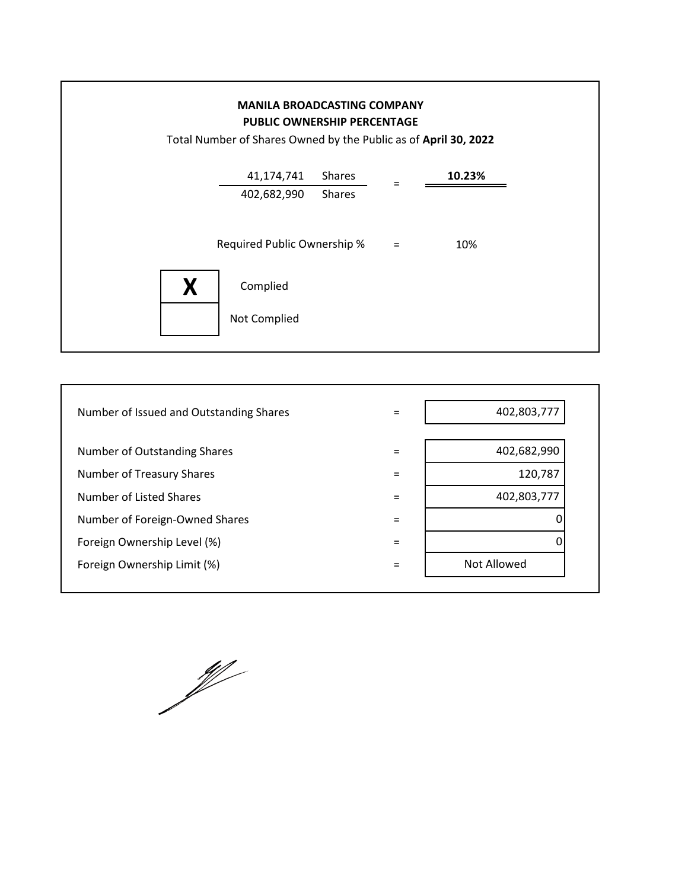**MANILA BROADCASTING COMPANY**
**PUBLIC OWNERSHIP PERCENTAGE**

Total Number of Shares Owned by the Public as of **April 30, 2022**

$$\frac{41{,}174{,}741 \text{ Shares}}{402{,}682{,}990 \text{ Shares}} = \mathbf{10.23\%}$$

Required Public Ownership % = 10%

| | |
|---|---|
| X | Complied |
| | Not Complied |

| | | |
|---|---|---|
| Number of Issued and Outstanding Shares | = | 402,803,777 |
| Number of Outstanding Shares | = | 402,682,990 |
| Number of Treasury Shares | = | 120,787 |
| Number of Listed Shares | = | 402,803,777 |
| Number of Foreign-Owned Shares | = | 0 |
| Foreign Ownership Level (%) | = | 0 |
| Foreign Ownership Limit (%) | = | Not Allowed |